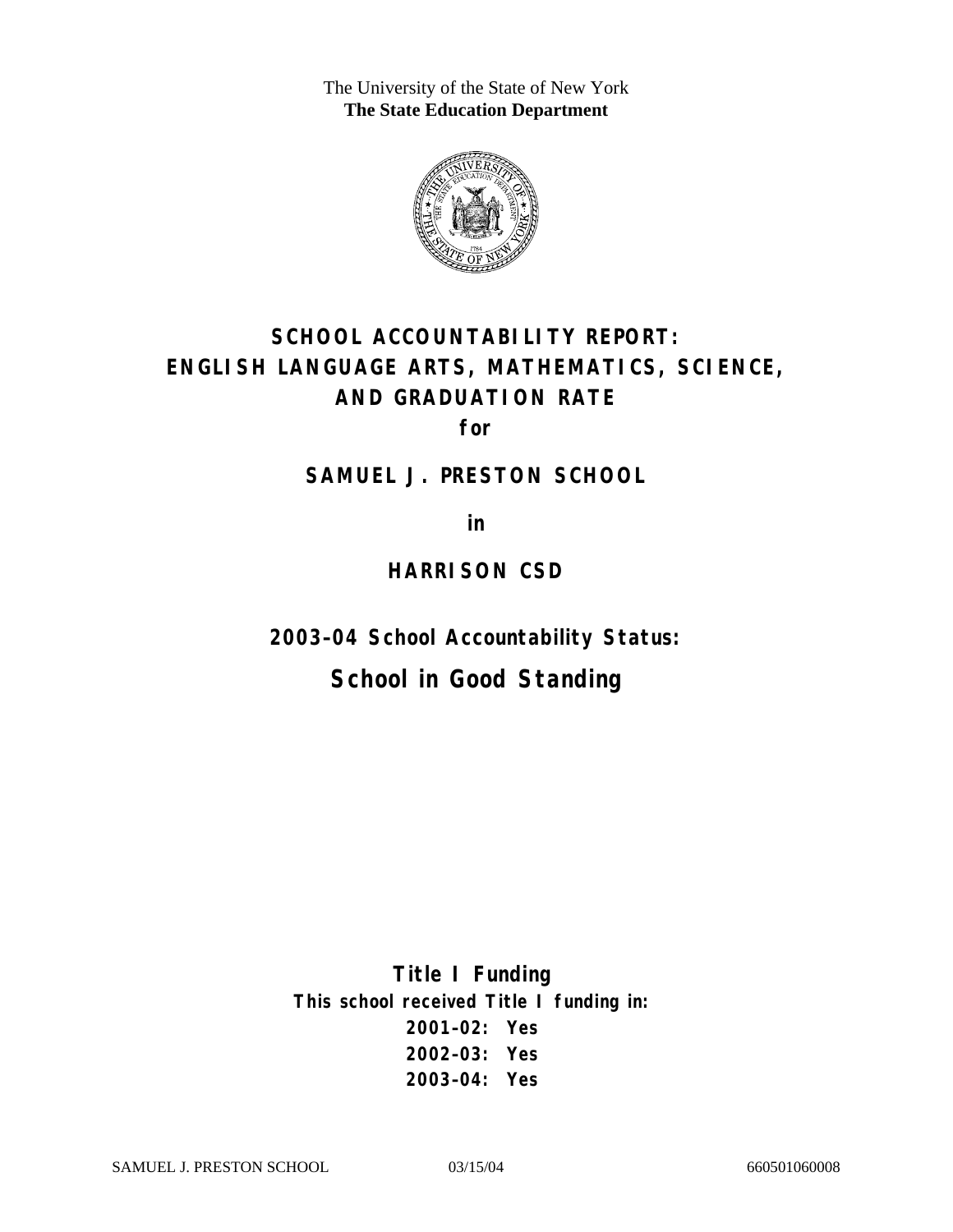The University of the State of New York
**The State Education Department**

# SCHOOL ACCOUNTABILITY REPORT: ENGLISH LANGUAGE ARTS, MATHEMATICS, SCIENCE, AND GRADUATION RATE

**for**

## SAMUEL J. PRESTON SCHOOL

**in**

## HARRISON CSD

### 2003–04 School Accountability Status:

## School in Good Standing

### Title I Funding

**This school received Title I funding in:**

**2001–02: Yes**
**2002–03: Yes**
**2003–04: Yes**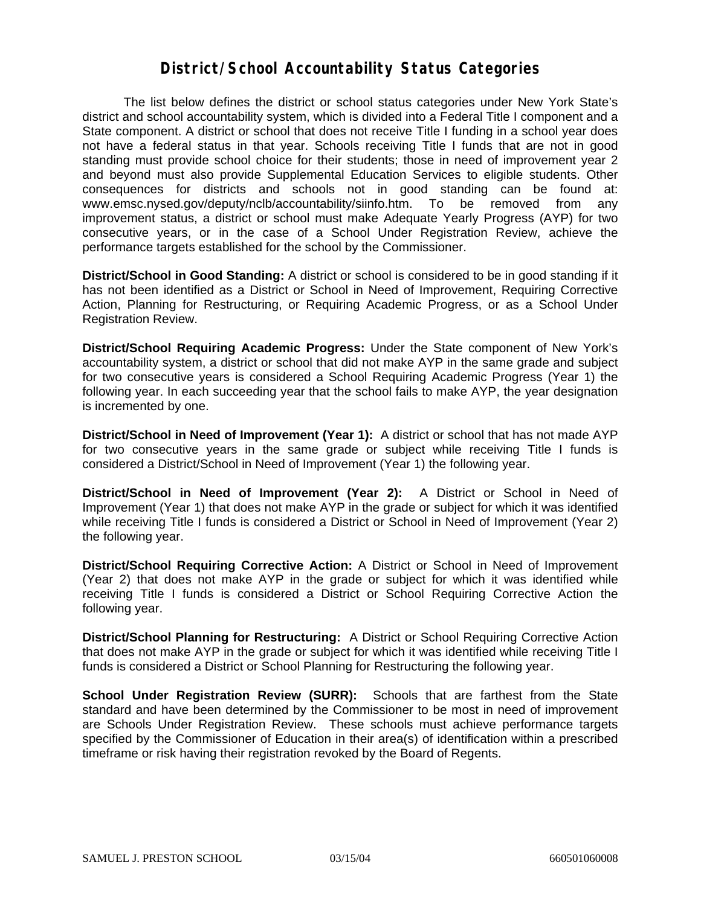# District/School Accountability Status Categories

The list below defines the district or school status categories under New York State's district and school accountability system, which is divided into a Federal Title I component and a State component. A district or school that does not receive Title I funding in a school year does not have a federal status in that year. Schools receiving Title I funds that are not in good standing must provide school choice for their students; those in need of improvement year 2 and beyond must also provide Supplemental Education Services to eligible students. Other consequences for districts and schools not in good standing can be found at: www.emsc.nysed.gov/deputy/nclb/accountability/siinfo.htm. To be removed from any improvement status, a district or school must make Adequate Yearly Progress (AYP) for two consecutive years, or in the case of a School Under Registration Review, achieve the performance targets established for the school by the Commissioner.

**District/School in Good Standing:** A district or school is considered to be in good standing if it has not been identified as a District or School in Need of Improvement, Requiring Corrective Action, Planning for Restructuring, or Requiring Academic Progress, or as a School Under Registration Review.

**District/School Requiring Academic Progress:** Under the State component of New York's accountability system, a district or school that did not make AYP in the same grade and subject for two consecutive years is considered a School Requiring Academic Progress (Year 1) the following year. In each succeeding year that the school fails to make AYP, the year designation is incremented by one.

**District/School in Need of Improvement (Year 1):** A district or school that has not made AYP for two consecutive years in the same grade or subject while receiving Title I funds is considered a District/School in Need of Improvement (Year 1) the following year.

**District/School in Need of Improvement (Year 2):** A District or School in Need of Improvement (Year 1) that does not make AYP in the grade or subject for which it was identified while receiving Title I funds is considered a District or School in Need of Improvement (Year 2) the following year.

**District/School Requiring Corrective Action:** A District or School in Need of Improvement (Year 2) that does not make AYP in the grade or subject for which it was identified while receiving Title I funds is considered a District or School Requiring Corrective Action the following year.

**District/School Planning for Restructuring:** A District or School Requiring Corrective Action that does not make AYP in the grade or subject for which it was identified while receiving Title I funds is considered a District or School Planning for Restructuring the following year.

**School Under Registration Review (SURR):** Schools that are farthest from the State standard and have been determined by the Commissioner to be most in need of improvement are Schools Under Registration Review. These schools must achieve performance targets specified by the Commissioner of Education in their area(s) of identification within a prescribed timeframe or risk having their registration revoked by the Board of Regents.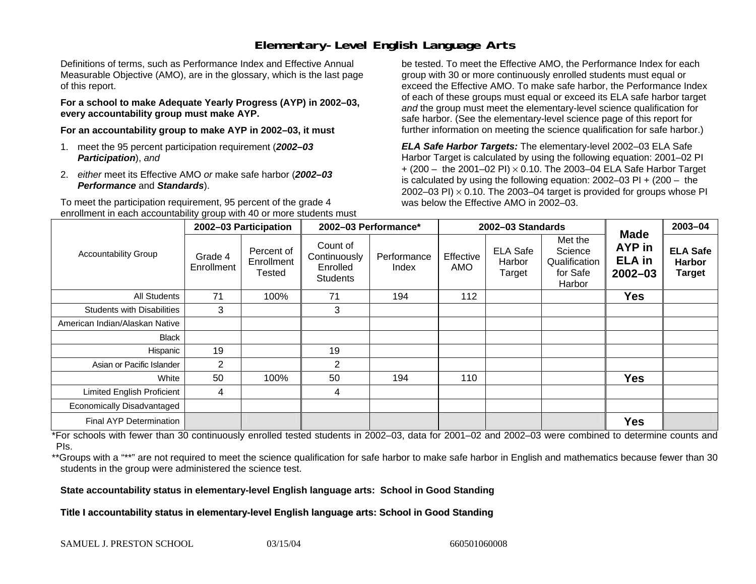# Elementary-Level English Language Arts

Definitions of terms, such as Performance Index and Effective Annual Measurable Objective (AMO), are in the glossary, which is the last page of this report.

**For a school to make Adequate Yearly Progress (AYP) in 2002–03, every accountability group must make AYP.**

**For an accountability group to make AYP in 2002–03, it must**

1. meet the 95 percent participation requirement (***2002–03 Participation***), *and*
2. *either* meet its Effective AMO *or* make safe harbor (***2002–03 Performance*** and ***Standards***).

To meet the participation requirement, 95 percent of the grade 4 enrollment in each accountability group with 40 or more students must be tested. To meet the Effective AMO, the Performance Index for each group with 30 or more continuously enrolled students must equal or exceed the Effective AMO. To make safe harbor, the Performance Index of each of these groups must equal or exceed its ELA safe harbor target *and* the group must meet the elementary-level science qualification for safe harbor. (See the elementary-level science page of this report for further information on meeting the science qualification for safe harbor.)

***ELA Safe Harbor Targets:*** The elementary-level 2002–03 ELA Safe Harbor Target is calculated by using the following equation: 2001–02 PI + (200 – the 2001–02 PI) $\times$ 0.10. The 2003–04 ELA Safe Harbor Target is calculated by using the following equation: 2002–03 PI + (200 – the 2002–03 PI) $\times$ 0.10. The 2003–04 target is provided for groups whose PI was below the Effective AMO in 2002–03.

| Accountability Group | 2002–03 Participation | | 2002–03 Performance* | | 2002–03 Standards | | | Made AYP in ELA in 2002–03 | 2003–04 |
|---|---|---|---|---|---|---|---|---|---|
| | Grade 4 Enrollment | Percent of Enrollment Tested | Count of Continuously Enrolled Students | Performance Index | Effective AMO | ELA Safe Harbor Target | Met the Science Qualification for Safe Harbor | | ELA Safe Harbor Target |
| All Students | 71 | 100% | 71 | 194 | 112 | | | **Yes** | |
| Students with Disabilities | 3 | | 3 | | | | | | |
| American Indian/Alaskan Native | | | | | | | | | |
| Black | | | | | | | | | |
| Hispanic | 19 | | 19 | | | | | | |
| Asian or Pacific Islander | 2 | | 2 | | | | | | |
| White | 50 | 100% | 50 | 194 | 110 | | | **Yes** | |
| Limited English Proficient | 4 | | 4 | | | | | | |
| Economically Disadvantaged | | | | | | | | | |
| Final AYP Determination | | | | | | | | **Yes** | |

*For schools with fewer than 30 continuously enrolled tested students in 2002–03, data for 2001–02 and 2002–03 were combined to determine counts and PIs.

**Groups with a "**" are not required to meet the science qualification for safe harbor to make safe harbor in English and mathematics because fewer than 30 students in the group were administered the science test.

**State accountability status in elementary-level English language arts: School in Good Standing**

**Title I accountability status in elementary-level English language arts: School in Good Standing**

SAMUEL J. PRESTON SCHOOL 03/15/04 660501060008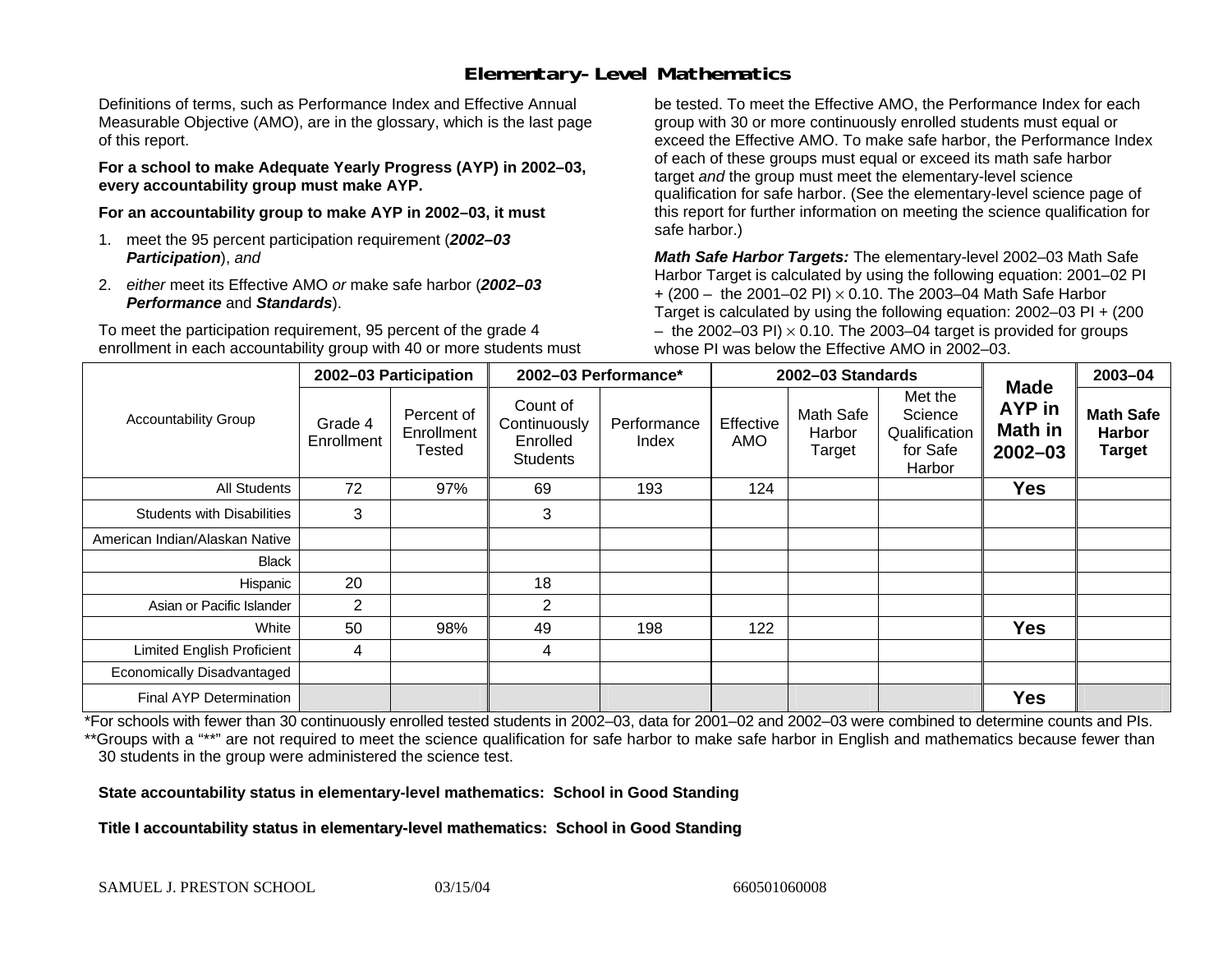## Elementary-Level Mathematics

Definitions of terms, such as Performance Index and Effective Annual Measurable Objective (AMO), are in the glossary, which is the last page of this report.

**For a school to make Adequate Yearly Progress (AYP) in 2002–03, every accountability group must make AYP.**

**For an accountability group to make AYP in 2002–03, it must**

1. meet the 95 percent participation requirement (***2002–03 Participation***), *and*
2. *either* meet its Effective AMO *or* make safe harbor (***2002–03 Performance*** and ***Standards***).

To meet the participation requirement, 95 percent of the grade 4 enrollment in each accountability group with 40 or more students must be tested. To meet the Effective AMO, the Performance Index for each group with 30 or more continuously enrolled students must equal or exceed the Effective AMO. To make safe harbor, the Performance Index of each of these groups must equal or exceed its math safe harbor target *and* the group must meet the elementary-level science qualification for safe harbor. (See the elementary-level science page of this report for further information on meeting the science qualification for safe harbor.)

***Math Safe Harbor Targets:*** The elementary-level 2002–03 Math Safe Harbor Target is calculated by using the following equation: 2001–02 PI + (200 – the 2001–02 PI) $\times$ 0.10. The 2003–04 Math Safe Harbor Target is calculated by using the following equation: 2002–03 PI + (200 – the 2002–03 PI) $\times$ 0.10. The 2003–04 target is provided for groups whose PI was below the Effective AMO in 2002–03.

| Accountability Group | 2002–03 Participation | | 2002–03 Performance* | | 2002–03 Standards | | | Made AYP in Math in 2002–03 | 2003–04 |
|---|---|---|---|---|---|---|---|---|---|
| | Grade 4 Enrollment | Percent of Enrollment Tested | Count of Continuously Enrolled Students | Performance Index | Effective AMO | Math Safe Harbor Target | Met the Science Qualification for Safe Harbor | | Math Safe Harbor Target |
| All Students | 72 | 97% | 69 | 193 | 124 | | | **Yes** | |
| Students with Disabilities | 3 | | 3 | | | | | | |
| American Indian/Alaskan Native | | | | | | | | | |
| Black | | | | | | | | | |
| Hispanic | 20 | | 18 | | | | | | |
| Asian or Pacific Islander | 2 | | 2 | | | | | | |
| White | 50 | 98% | 49 | 198 | 122 | | | **Yes** | |
| Limited English Proficient | 4 | | 4 | | | | | | |
| Economically Disadvantaged | | | | | | | | | |
| Final AYP Determination | | | | | | | | **Yes** | |

*For schools with fewer than 30 continuously enrolled tested students in 2002–03, data for 2001–02 and 2002–03 were combined to determine counts and PIs.

**Groups with a "**" are not required to meet the science qualification for safe harbor to make safe harbor in English and mathematics because fewer than 30 students in the group were administered the science test.

**State accountability status in elementary-level mathematics: School in Good Standing**

**Title I accountability status in elementary-level mathematics: School in Good Standing**

SAMUEL J. PRESTON SCHOOL 03/15/04 660501060008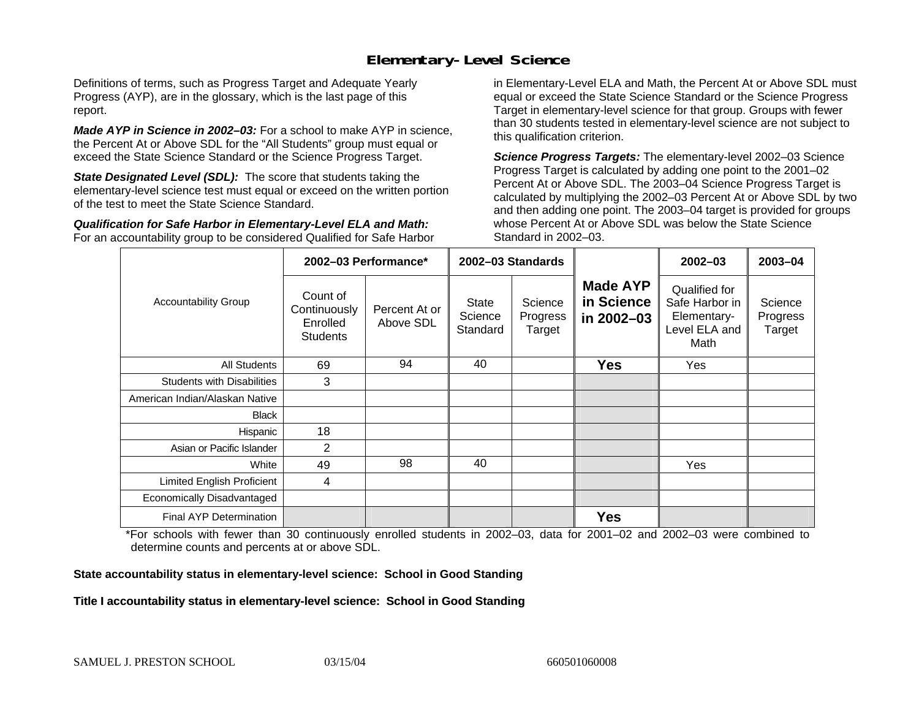## Elementary-Level Science

Definitions of terms, such as Progress Target and Adequate Yearly Progress (AYP), are in the glossary, which is the last page of this report.

***Made AYP in Science in 2002–03:*** For a school to make AYP in science, the Percent At or Above SDL for the "All Students" group must equal or exceed the State Science Standard or the Science Progress Target.

***State Designated Level (SDL):*** The score that students taking the elementary-level science test must equal or exceed on the written portion of the test to meet the State Science Standard.

***Qualification for Safe Harbor in Elementary-Level ELA and Math:*** For an accountability group to be considered Qualified for Safe Harbor in Elementary-Level ELA and Math, the Percent At or Above SDL must equal or exceed the State Science Standard or the Science Progress Target in elementary-level science for that group. Groups with fewer than 30 students tested in elementary-level science are not subject to this qualification criterion.

***Science Progress Targets:*** The elementary-level 2002–03 Science Progress Target is calculated by adding one point to the 2001–02 Percent At or Above SDL. The 2003–04 Science Progress Target is calculated by multiplying the 2002–03 Percent At or Above SDL by two and then adding one point. The 2003–04 target is provided for groups whose Percent At or Above SDL was below the State Science Standard in 2002–03.

| Accountability Group | 2002–03 Performance* | | 2002–03 Standards | | Made AYP in Science in 2002–03 | 2002–03 | 2003–04 |
|---|---|---|---|---|---|---|---|
| | Count of Continuously Enrolled Students | Percent At or Above SDL | State Science Standard | Science Progress Target | | Qualified for Safe Harbor in Elementary-Level ELA and Math | Science Progress Target |
| All Students | 69 | 94 | 40 | | **Yes** | Yes | |
| Students with Disabilities | 3 | | | | | | |
| American Indian/Alaskan Native | | | | | | | |
| Black | | | | | | | |
| Hispanic | 18 | | | | | | |
| Asian or Pacific Islander | 2 | | | | | | |
| White | 49 | 98 | 40 | | | Yes | |
| Limited English Proficient | 4 | | | | | | |
| Economically Disadvantaged | | | | | | | |
| Final AYP Determination | | | | | **Yes** | | |

*For schools with fewer than 30 continuously enrolled students in 2002–03, data for 2001–02 and 2002–03 were combined to determine counts and percents at or above SDL.

**State accountability status in elementary-level science: School in Good Standing**

**Title I accountability status in elementary-level science: School in Good Standing**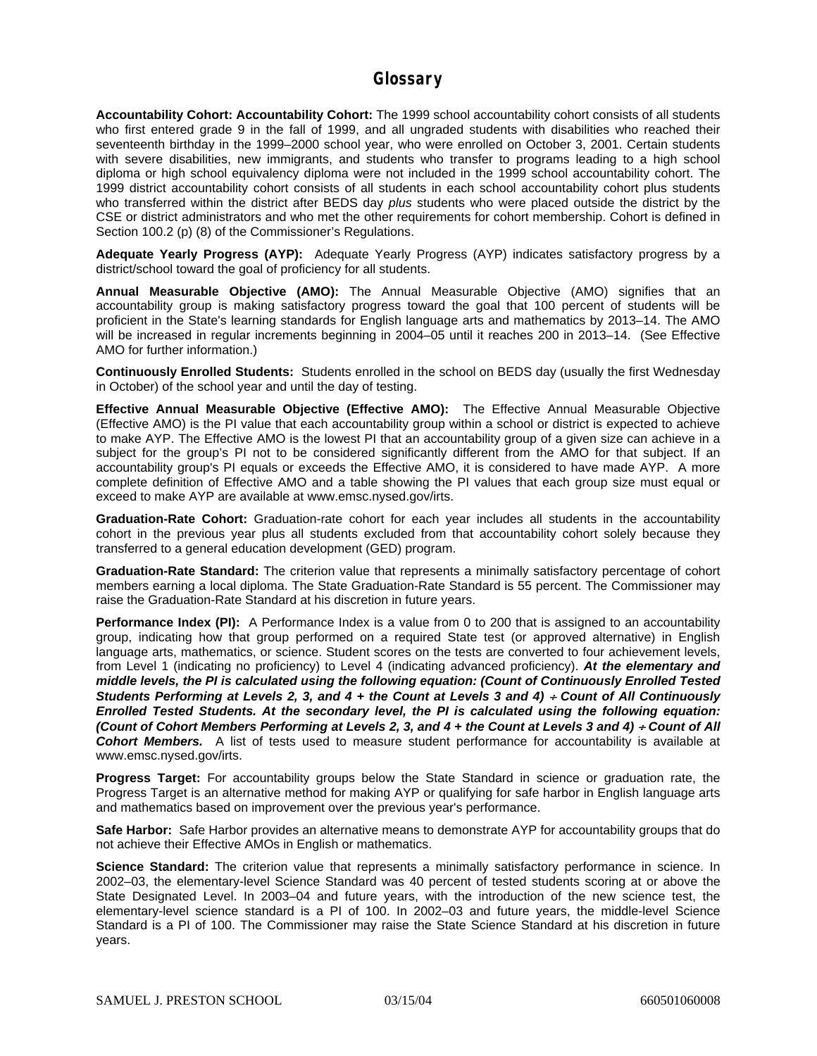# Glossary

**Accountability Cohort: Accountability Cohort:** The 1999 school accountability cohort consists of all students who first entered grade 9 in the fall of 1999, and all ungraded students with disabilities who reached their seventeenth birthday in the 1999–2000 school year, who were enrolled on October 3, 2001. Certain students with severe disabilities, new immigrants, and students who transfer to programs leading to a high school diploma or high school equivalency diploma were not included in the 1999 school accountability cohort. The 1999 district accountability cohort consists of all students in each school accountability cohort plus students who transferred within the district after BEDS day *plus* students who were placed outside the district by the CSE or district administrators and who met the other requirements for cohort membership. Cohort is defined in Section 100.2 (p) (8) of the Commissioner's Regulations.

**Adequate Yearly Progress (AYP):** Adequate Yearly Progress (AYP) indicates satisfactory progress by a district/school toward the goal of proficiency for all students.

**Annual Measurable Objective (AMO):** The Annual Measurable Objective (AMO) signifies that an accountability group is making satisfactory progress toward the goal that 100 percent of students will be proficient in the State's learning standards for English language arts and mathematics by 2013–14. The AMO will be increased in regular increments beginning in 2004–05 until it reaches 200 in 2013–14. (See Effective AMO for further information.)

**Continuously Enrolled Students:** Students enrolled in the school on BEDS day (usually the first Wednesday in October) of the school year and until the day of testing.

**Effective Annual Measurable Objective (Effective AMO):** The Effective Annual Measurable Objective (Effective AMO) is the PI value that each accountability group within a school or district is expected to achieve to make AYP. The Effective AMO is the lowest PI that an accountability group of a given size can achieve in a subject for the group's PI not to be considered significantly different from the AMO for that subject. If an accountability group's PI equals or exceeds the Effective AMO, it is considered to have made AYP. A more complete definition of Effective AMO and a table showing the PI values that each group size must equal or exceed to make AYP are available at www.emsc.nysed.gov/irts.

**Graduation-Rate Cohort:** Graduation-rate cohort for each year includes all students in the accountability cohort in the previous year plus all students excluded from that accountability cohort solely because they transferred to a general education development (GED) program.

**Graduation-Rate Standard:** The criterion value that represents a minimally satisfactory percentage of cohort members earning a local diploma. The State Graduation-Rate Standard is 55 percent. The Commissioner may raise the Graduation-Rate Standard at his discretion in future years.

**Performance Index (PI):** A Performance Index is a value from 0 to 200 that is assigned to an accountability group, indicating how that group performed on a required State test (or approved alternative) in English language arts, mathematics, or science. Student scores on the tests are converted to four achievement levels, from Level 1 (indicating no proficiency) to Level 4 (indicating advanced proficiency). ***At the elementary and middle levels, the PI is calculated using the following equation: (Count of Continuously Enrolled Tested Students Performing at Levels 2, 3, and 4 + the Count at Levels 3 and 4) ÷ Count of All Continuously Enrolled Tested Students. At the secondary level, the PI is calculated using the following equation: (Count of Cohort Members Performing at Levels 2, 3, and 4 + the Count at Levels 3 and 4) ÷ Count of All Cohort Members.*** A list of tests used to measure student performance for accountability is available at www.emsc.nysed.gov/irts.

**Progress Target:** For accountability groups below the State Standard in science or graduation rate, the Progress Target is an alternative method for making AYP or qualifying for safe harbor in English language arts and mathematics based on improvement over the previous year's performance.

**Safe Harbor:** Safe Harbor provides an alternative means to demonstrate AYP for accountability groups that do not achieve their Effective AMOs in English or mathematics.

**Science Standard:** The criterion value that represents a minimally satisfactory performance in science. In 2002–03, the elementary-level Science Standard was 40 percent of tested students scoring at or above the State Designated Level. In 2003–04 and future years, with the introduction of the new science test, the elementary-level science standard is a PI of 100. In 2002–03 and future years, the middle-level Science Standard is a PI of 100. The Commissioner may raise the State Science Standard at his discretion in future years.